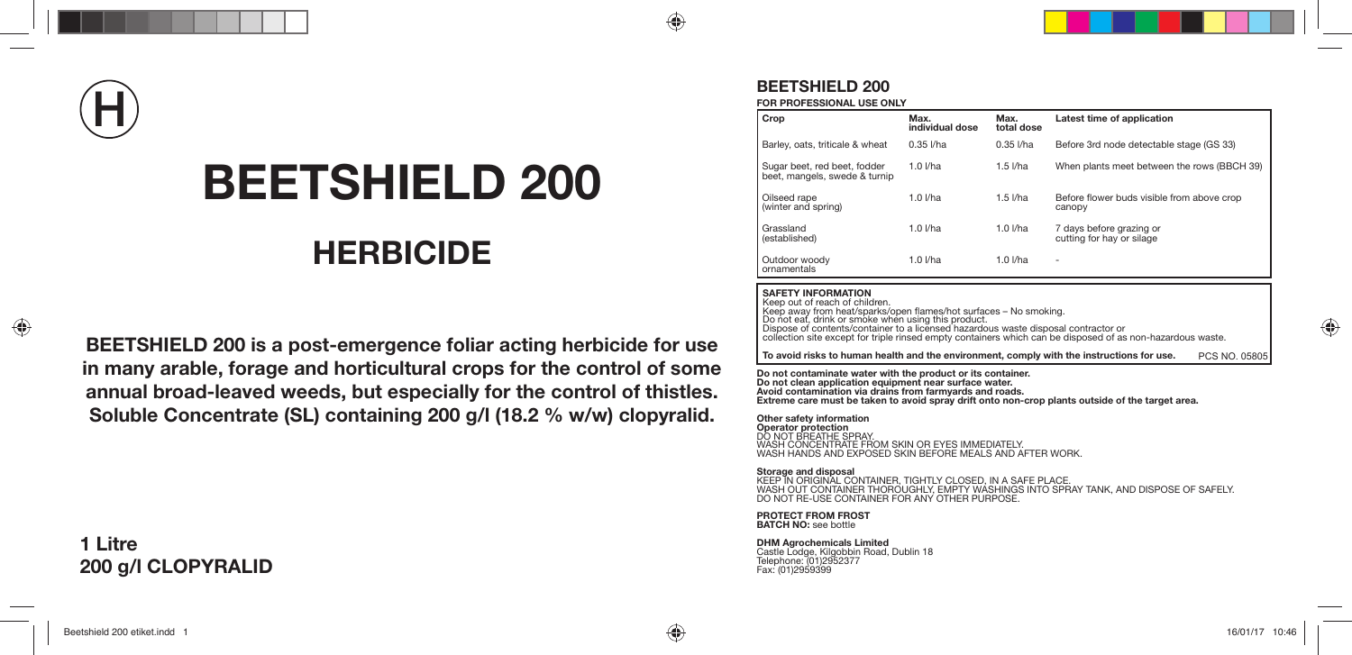H

# BEETSHIELD 200

## HERBICIDE

**BEETSHIELD 200 is a post-emergence foliar acting herbicide for use in many arable, forage and horticultural crops for the control of some annual broad-leaved weeds, but especially for the control of thistles. Soluble Concentrate (SL) containing 200 g/l (18.2 % w/w) clopyralid.**

**1 Litre**
**200 g/l CLOPYRALID**

## BEETSHIELD 200

**FOR PROFESSIONAL USE ONLY**

| Crop | Max. individual dose | Max. total dose | Latest time of application |
|---|---|---|---|
| Barley, oats, triticale & wheat | 0.35 l/ha | 0.35 l/ha | Before 3rd node detectable stage (GS 33) |
| Sugar beet, red beet, fodder beet, mangels, swede & turnip | 1.0 l/ha | 1.5 l/ha | When plants meet between the rows (BBCH 39) |
| Oilseed rape (winter and spring) | 1.0 l/ha | 1.5 l/ha | Before flower buds visible from above crop canopy |
| Grassland (established) | 1.0 l/ha | 1.0 l/ha | 7 days before grazing or cutting for hay or silage |
| Outdoor woody ornamentals | 1.0 l/ha | 1.0 l/ha | - |

**SAFETY INFORMATION**
Keep out of reach of children.
Keep away from heat/sparks/open flames/hot surfaces – No smoking.
Do not eat, drink or smoke when using this product.
Dispose of contents/container to a licensed hazardous waste disposal contractor or collection site except for triple rinsed empty containers which can be disposed of as non-hazardous waste.

**To avoid risks to human health and the environment, comply with the instructions for use.** PCS NO. 05805

**Do not contaminate water with the product or its container.**
**Do not clean application equipment near surface water.**
**Avoid contamination via drains from farmyards and roads.**
**Extreme care must be taken to avoid spray drift onto non-crop plants outside of the target area.**

**Other safety information**
**Operator protection**
DO NOT BREATHE SPRAY.
WASH CONCENTRATE FROM SKIN OR EYES IMMEDIATELY.
WASH HANDS AND EXPOSED SKIN BEFORE MEALS AND AFTER WORK.

**Storage and disposal**
KEEP IN ORIGINAL CONTAINER, TIGHTLY CLOSED, IN A SAFE PLACE.
WASH OUT CONTAINER THOROUGHLY, EMPTY WASHINGS INTO SPRAY TANK, AND DISPOSE OF SAFELY.
DO NOT RE-USE CONTAINER FOR ANY OTHER PURPOSE.

**PROTECT FROM FROST**
**BATCH NO:** see bottle

**DHM Agrochemicals Limited**
Castle Lodge, Kilgobbin Road, Dublin 18
Telephone: (01)2952377
Fax: (01)2959399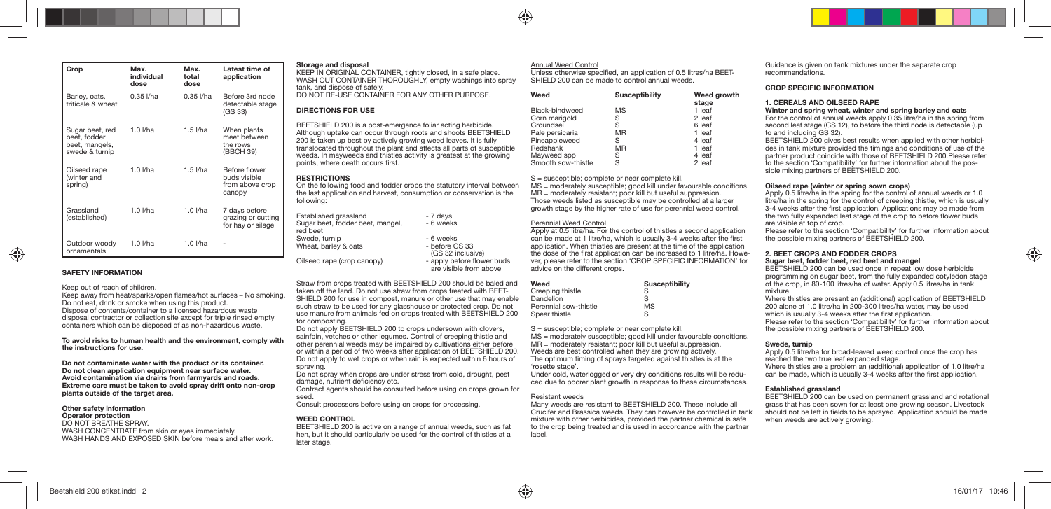| Crop | Max. individual dose | Max. total dose | Latest time of application |
| --- | --- | --- | --- |
| Barley, oats, triticale & wheat | 0.35 l/ha | 0.35 l/ha | Before 3rd node detectable stage (GS 33) |
| Sugar beet, red beet, fodder beet, mangels, swede & turnip | 1.0 l/ha | 1.5 l/ha | When plants meet between the rows (BBCH 39) |
| Oilseed rape (winter and spring) | 1.0 l/ha | 1.5 l/ha | Before flower buds visible from above crop canopy |
| Grassland (established) | 1.0 l/ha | 1.0 l/ha | 7 days before grazing or cutting for hay or silage |
| Outdoor woody ornamentals | 1.0 l/ha | 1.0 l/ha | - |

## SAFETY INFORMATION

Keep out of reach of children.
Keep away from heat/sparks/open flames/hot surfaces – No smoking.
Do not eat, drink or smoke when using this product.
Dispose of contents/container to a licensed hazardous waste disposal contractor or collection site except for triple rinsed empty containers which can be disposed of as non-hazardous waste.

**To avoid risks to human health and the environment, comply with the instructions for use.**

**Do not contaminate water with the product or its container. Do not clean application equipment near surface water. Avoid contamination via drains from farmyards and roads. Extreme care must be taken to avoid spray drift onto non-crop plants outside of the target area.**

**Other safety information**
**Operator protection**
DO NOT BREATHE SPRAY.
WASH CONCENTRATE from skin or eyes immediately.
WASH HANDS AND EXPOSED SKIN before meals and after work.

**Storage and disposal**
KEEP IN ORIGINAL CONTAINER, tightly closed, in a safe place.
WASH OUT CONTAINER THOROUGHLY, empty washings into spray tank, and dispose of safely.
DO NOT RE-USE CONTAINER FOR ANY OTHER PURPOSE.

## DIRECTIONS FOR USE

BEETSHIELD 200 is a post-emergence foliar acting herbicide. Although uptake can occur through roots and shoots BEETSHIELD 200 is taken up best by actively growing weed leaves. It is fully translocated throughout the plant and affects all parts of susceptible weeds. In mayweeds and thistles activity is greatest at the growing points, where death occurs first.

## RESTRICTIONS

On the following food and fodder crops the statutory interval between the last application and harvest, consumption or conservation is the following:

| | |
| --- | --- |
| Established grassland | - 7 days |
| Sugar beet, fodder beet, mangel, red beet | - 6 weeks |
| Swede, turnip | - 6 weeks |
| Wheat, barley & oats | - before GS 33 (GS 32 inclusive) |
| Oilseed rape (crop canopy) | - apply before flower buds are visible from above |

Straw from crops treated with BEETSHIELD 200 should be baled and taken off the land. Do not use straw from crops treated with BEETSHIELD 200 for use in compost, manure or other use that may enable such straw to be used for any glasshouse or protected crop. Do not use manure from animals fed on crops treated with BEETSHIELD 200 for composting.
Do not apply BEETSHIELD 200 to crops undersown with clovers, sainfoin, vetches or other legumes. Control of creeping thistle and other perennial weeds may be impaired by cultivations either before or within a period of two weeks after application of BEETSHIELD 200. Do not apply to wet crops or when rain is expected within 6 hours of spraying.
Do not spray when crops are under stress from cold, drought, pest damage, nutrient deficiency etc.
Contract agents should be consulted before using on crops grown for seed.
Consult processors before using on crops for processing.

## WEED CONTROL

BEETSHIELD 200 is active on a range of annual weeds, such as fat hen, but it should particularly be used for the control of thistles at a later stage.

Annual Weed Control
Unless otherwise specified, an application of 0.5 litres/ha BEETSHIELD 200 can be made to control annual weeds.

| Weed | Susceptibility | Weed growth stage |
| --- | --- | --- |
| Black-bindweed | MS | 1 leaf |
| Corn marigold | S | 2 leaf |
| Groundsel | S | 6 leaf |
| Pale persicaria | MR | 1 leaf |
| Pineappleweed | S | 4 leaf |
| Redshank | MR | 1 leaf |
| Mayweed spp | S | 4 leaf |
| Smooth sow-thistle | S | 2 leaf |

S = susceptible; complete or near complete kill.
MS = moderately susceptible; good kill under favourable conditions.
MR = moderately resistant; poor kill but useful suppression.
Those weeds listed as susceptible may be controlled at a larger growth stage by the higher rate of use for perennial weed control.

Perennial Weed Control
Apply at 0.5 litre/ha. For the control of thistles a second application can be made at 1 litre/ha, which is usually 3-4 weeks after the first application. When thistles are present at the time of the application the dose of the first application can be increased to 1 litre/ha. However, please refer to the section 'CROP SPECIFIC INFORMATION' for advice on the different crops.

| Weed | Susceptibility |
| --- | --- |
| Creeping thistle | S |
| Dandelion | S |
| Perennial sow-thistle | MS |
| Spear thistle | S |

S = susceptible; complete or near complete kill.
MS = moderately susceptible; good kill under favourable conditions.
MR = moderately resistant; poor kill but useful suppression.
Weeds are best controlled when they are growing actively.
The optimum timing of sprays targeted against thistles is at the 'rosette stage'.
Under cold, waterlogged or very dry conditions results will be reduced due to poorer plant growth in response to these circumstances.

Resistant weeds
Many weeds are resistant to BEETSHIELD 200. These include all Crucifer and Brassica weeds. They can however be controlled in tank mixture with other herbicides, provided the partner chemical is safe to the crop being treated and is used in accordance with the partner label.

Guidance is given on tank mixtures under the separate crop recommendations.

## CROP SPECIFIC INFORMATION

### 1. CEREALS AND OILSEED RAPE

**Winter and spring wheat, winter and spring barley and oats**
For the control of annual weeds apply 0.35 litre/ha in the spring from second leaf stage (GS 12), to before the third node is detectable (up to and including GS 32).
BEETSHIELD 200 gives best results when applied with other herbicides in tank mixture provided the timings and conditions of use of the partner product coincide with those of BEETSHIELD 200.Please refer to the section 'Compatibility' for further information about the possible mixing partners of BEETSHIELD 200.

**Oilseed rape (winter or spring sown crops)**
Apply 0.5 litre/ha in the spring for the control of annual weeds or 1.0 litre/ha in the spring for the control of creeping thistle, which is usually 3-4 weeks after the first application. Applications may be made from the two fully expanded leaf stage of the crop to before flower buds are visible at top of crop.
Please refer to the section 'Compatibility' for further information about the possible mixing partners of BEETSHIELD 200.

### 2. BEET CROPS AND FODDER CROPS

**Sugar beet, fodder beet, red beet and mangel**
BEETSHIELD 200 can be used once in repeat low dose herbicide programming on sugar beet, from the fully expanded cotyledon stage of the crop, in 80-100 litres/ha of water. Apply 0.5 litres/ha in tank mixture.
Where thistles are present an (additional) application of BEETSHIELD 200 alone at 1.0 litre/ha in 200-300 litres/ha water, may be used which is usually 3-4 weeks after the first application.
Please refer to the section 'Compatibility' for further information about the possible mixing partners of BEETSHIELD 200.

**Swede, turnip**
Apply 0.5 litre/ha for broad-leaved weed control once the crop has reached the two true leaf expanded stage.
Where thistles are a problem an (additional) application of 1.0 litre/ha can be made, which is usually 3-4 weeks after the first application.

**Established grassland**
BEETSHIELD 200 can be used on permanent grassland and rotational grass that has been sown for at least one growing season. Livestock should not be left in fields to be sprayed. Application should be made when weeds are actively growing.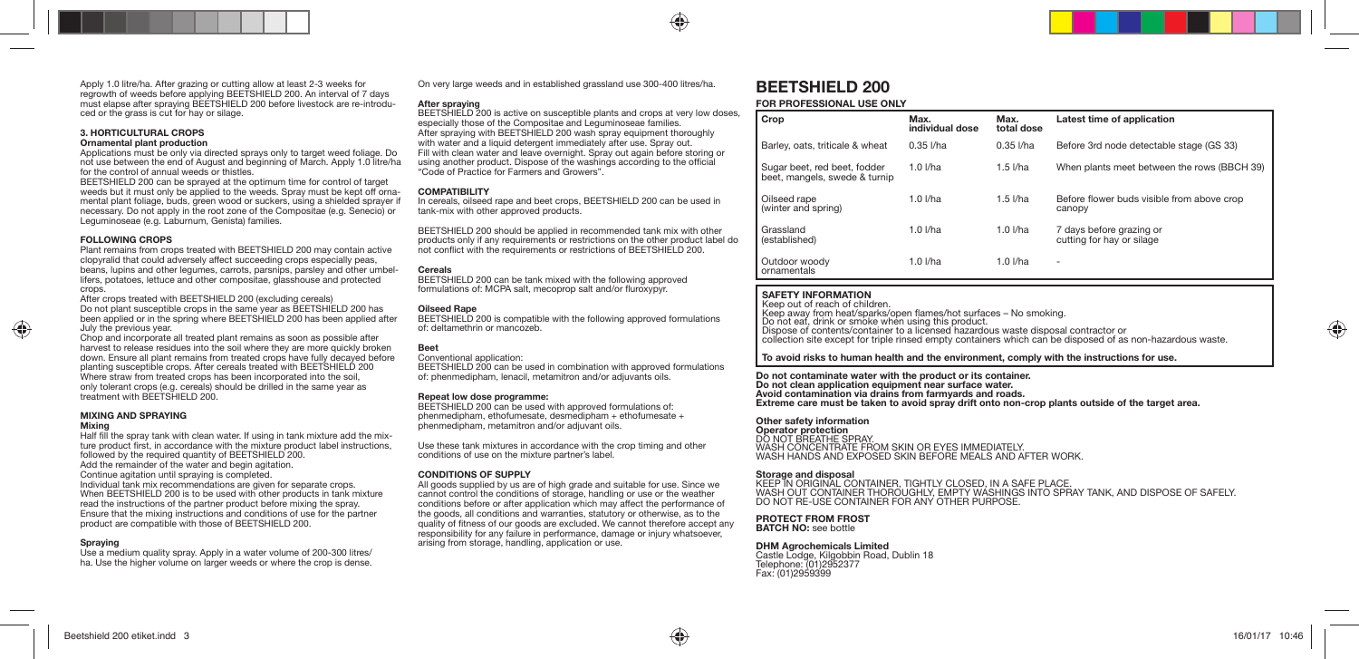Apply 1.0 litre/ha. After grazing or cutting allow at least 2-3 weeks for regrowth of weeds before applying BEETSHIELD 200. An interval of 7 days must elapse after spraying BEETSHIELD 200 before livestock are re-introduced or the grass is cut for hay or silage.

### 3. HORTICULTURAL CROPS

**Ornamental plant production**

Applications must be only via directed sprays only to target weed foliage. Do not use between the end of August and beginning of March. Apply 1.0 litre/ha for the control of annual weeds or thistles.

BEETSHIELD 200 can be sprayed at the optimum time for control of target weeds but it must only be applied to the weeds. Spray must be kept off ornamental plant foliage, buds, green wood or suckers, using a shielded sprayer if necessary. Do not apply in the root zone of the Compositae (e.g. Senecio) or Leguminoseae (e.g. Laburnum, Genista) families.

### FOLLOWING CROPS

Plant remains from crops treated with BEETSHIELD 200 may contain active clopyralid that could adversely affect succeeding crops especially peas, beans, lupins and other legumes, carrots, parsnips, parsley and other umbellifers, potatoes, lettuce and other compositae, glasshouse and protected crops.

After crops treated with BEETSHIELD 200 (excluding cereals)

Do not plant susceptible crops in the same year as BEETSHIELD 200 has been applied or in the spring where BEETSHIELD 200 has been applied after July the previous year.

Chop and incorporate all treated plant remains as soon as possible after harvest to release residues into the soil where they are more quickly broken down. Ensure all plant remains from treated crops have fully decayed before planting susceptible crops. After cereals treated with BEETSHIELD 200

Where straw from treated crops has been incorporated into the soil, only tolerant crops (e.g. cereals) should be drilled in the same year as treatment with BEETSHIELD 200.

### MIXING AND SPRAYING

**Mixing**

Half fill the spray tank with clean water. If using in tank mixture add the mixture product first, in accordance with the mixture product label instructions, followed by the required quantity of BEETSHIELD 200.

Add the remainder of the water and begin agitation.

Continue agitation until spraying is completed.

Individual tank mix recommendations are given for separate crops.

When BEETSHIELD 200 is to be used with other products in tank mixture read the instructions of the partner product before mixing the spray.

Ensure that the mixing instructions and conditions of use for the partner product are compatible with those of BEETSHIELD 200.

**Spraying**

Use a medium quality spray. Apply in a water volume of 200-300 litres/ha. Use the higher volume on larger weeds or where the crop is dense.

On very large weeds and in established grassland use 300-400 litres/ha.

**After spraying**

BEETSHIELD 200 is active on susceptible plants and crops at very low doses, especially those of the Compositae and Leguminoseae families.

After spraying with BEETSHIELD 200 wash spray equipment thoroughly with water and a liquid detergent immediately after use. Spray out.

Fill with clean water and leave overnight. Spray out again before storing or using another product. Dispose of the washings according to the official "Code of Practice for Farmers and Growers".

### COMPATIBILITY

In cereals, oilseed rape and beet crops, BEETSHIELD 200 can be used in tank-mix with other approved products.

BEETSHIELD 200 should be applied in recommended tank mix with other products only if any requirements or restrictions on the other product label do not conflict with the requirements or restrictions of BEETSHIELD 200.

**Cereals**

BEETSHIELD 200 can be tank mixed with the following approved formulations of: MCPA salt, mecoprop salt and/or fluroxypyr.

**Oilseed Rape**

BEETSHIELD 200 is compatible with the following approved formulations of: deltamethrin or mancozeb.

**Beet**

Conventional application:

BEETSHIELD 200 can be used in combination with approved formulations of: phenmedipham, lenacil, metamitron and/or adjuvants oils.

**Repeat low dose programme:**

BEETSHIELD 200 can be used with approved formulations of: phenmedipham, ethofumesate, desmedipham + ethofumesate + phenmedipham, metamitron and/or adjuvant oils.

Use these tank mixtures in accordance with the crop timing and other conditions of use on the mixture partner's label.

### CONDITIONS OF SUPPLY

All goods supplied by us are of high grade and suitable for use. Since we cannot control the conditions of storage, handling or use or the weather conditions before or after application which may affect the performance of the goods, all conditions and warranties, statutory or otherwise, as to the quality of fitness of our goods are excluded. We cannot therefore accept any responsibility for any failure in performance, damage or injury whatsoever, arising from storage, handling, application or use.

# BEETSHIELD 200

**FOR PROFESSIONAL USE ONLY**

| Crop | Max. individual dose | Max. total dose | Latest time of application |
|---|---|---|---|
| Barley, oats, triticale & wheat | 0.35 l/ha | 0.35 l/ha | Before 3rd node detectable stage (GS 33) |
| Sugar beet, red beet, fodder beet, mangels, swede & turnip | 1.0 l/ha | 1.5 l/ha | When plants meet between the rows (BBCH 39) |
| Oilseed rape (winter and spring) | 1.0 l/ha | 1.5 l/ha | Before flower buds visible from above crop canopy |
| Grassland (established) | 1.0 l/ha | 1.0 l/ha | 7 days before grazing or cutting for hay or silage |
| Outdoor woody ornamentals | 1.0 l/ha | 1.0 l/ha | - |

**SAFETY INFORMATION**

Keep out of reach of children.

Keep away from heat/sparks/open flames/hot surfaces – No smoking.

Do not eat, drink or smoke when using this product.

Dispose of contents/container to a licensed hazardous waste disposal contractor or collection site except for triple rinsed empty containers which can be disposed of as non-hazardous waste.

**To avoid risks to human health and the environment, comply with the instructions for use.**

**Do not contaminate water with the product or its container.**
**Do not clean application equipment near surface water.**
**Avoid contamination via drains from farmyards and roads.**
**Extreme care must be taken to avoid spray drift onto non-crop plants outside of the target area.**

**Other safety information**

**Operator protection**

DO NOT BREATHE SPRAY.
WASH CONCENTRATE FROM SKIN OR EYES IMMEDIATELY.
WASH HANDS AND EXPOSED SKIN BEFORE MEALS AND AFTER WORK.

**Storage and disposal**

KEEP IN ORIGINAL CONTAINER, TIGHTLY CLOSED, IN A SAFE PLACE.
WASH OUT CONTAINER THOROUGHLY, EMPTY WASHINGS INTO SPRAY TANK, AND DISPOSE OF SAFELY.
DO NOT RE-USE CONTAINER FOR ANY OTHER PURPOSE.

**PROTECT FROM FROST**

**BATCH NO:** see bottle

**DHM Agrochemicals Limited**
Castle Lodge, Kilgobbin Road, Dublin 18
Telephone: (01)2952377
Fax: (01)2959399